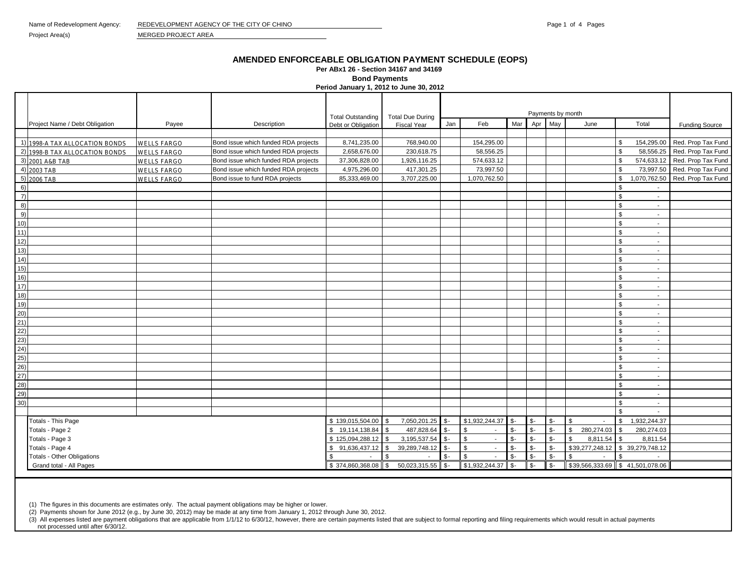Name of Redevelopment Agency: REDEVELOPMENT AGENCY OF THE CITY OF CHINO

Project Area(s) MERGED PROJECT AREA

# AMENDED ENFORCEABLE OBLIGATION PAYMENT SCHEDULE (EOPS)

**Per ABx1 26 - Section 34167 and 34169**

**Bond Payments**

**Period January 1, 2012 to June 30, 2012**

| | Project Name / Debt Obligation | Payee | Description | Total Outstanding Debt or Obligation | Total Due During Fiscal Year | Payments by month Jan | Feb | Mar | Apr | May | June | Total | Funding Source |
|---|---|---|---|---|---|---|---|---|---|---|---|---|---|
| 1) | 1998-A TAX ALLOCATION BONDS | WELLS FARGO | Bond issue which funded RDA projects | 8,741,235.00 | 768,940.00 | | 154,295.00 | | | | | $ 154,295.00 | Red. Prop Tax Fund |
| 2) | 1998-B TAX ALLOCATION BONDS | WELLS FARGO | Bond issue which funded RDA projects | 2,658,676.00 | 230,618.75 | | 58,556.25 | | | | | $ 58,556.25 | Red. Prop Tax Fund |
| 3) | 2001 A&B TAB | WELLS FARGO | Bond issue which funded RDA projects | 37,306,828.00 | 1,926,116.25 | | 574,633.12 | | | | | $ 574,633.12 | Red. Prop Tax Fund |
| 4) | 2003 TAB | WELLS FARGO | Bond issue which funded RDA projects | 4,975,296.00 | 417,301.25 | | 73,997.50 | | | | | $ 73,997.50 | Red. Prop Tax Fund |
| 5) | 2006 TAB | WELLS FARGO | Bond issue to fund RDA projects | 85,333,469.00 | 3,707,225.00 | | 1,070,762.50 | | | | | $ 1,070,762.50 | Red. Prop Tax Fund |
| 6) | | | | | | | | | | | | $ - | |
| 7) | | | | | | | | | | | | $ - | |
| 8) | | | | | | | | | | | | $ - | |
| 9) | | | | | | | | | | | | $ - | |
| 10) | | | | | | | | | | | | $ - | |
| 11) | | | | | | | | | | | | $ - | |
| 12) | | | | | | | | | | | | $ - | |
| 13) | | | | | | | | | | | | $ - | |
| 14) | | | | | | | | | | | | $ - | |
| 15) | | | | | | | | | | | | $ - | |
| 16) | | | | | | | | | | | | $ - | |
| 17) | | | | | | | | | | | | $ - | |
| 18) | | | | | | | | | | | | $ - | |
| 19) | | | | | | | | | | | | $ - | |
| 20) | | | | | | | | | | | | $ - | |
| 21) | | | | | | | | | | | | $ - | |
| 22) | | | | | | | | | | | | $ - | |
| 23) | | | | | | | | | | | | $ - | |
| 24) | | | | | | | | | | | | $ - | |
| 25) | | | | | | | | | | | | $ - | |
| 26) | | | | | | | | | | | | $ - | |
| 27) | | | | | | | | | | | | $ - | |
| 28) | | | | | | | | | | | | $ - | |
| 29) | | | | | | | | | | | | $ - | |
| 30) | | | | | | | | | | | | $ - | |
| | | | | | | | | | | | | $ - | |
| | Totals - This Page | | | $ 139,015,504.00 | $ 7,050,201.25 | $- | $1,932,244.37 | $- | $- | $- | $ - | $ 1,932,244.37 | |
| | Totals - Page 2 | | | $ 19,114,138.84 | $ 487,828.64 | $- | $ - | $- | $- | $- | $ 280,274.03 | $ 280,274.03 | |
| | Totals - Page 3 | | | $ 125,094,288.12 | $ 3,195,537.54 | $- | $ - | $- | $- | $- | $ 8,811.54 | $ 8,811.54 | |
| | Totals - Page 4 | | | $ 91,636,437.12 | $ 39,289,748.12 | $- | $ - | $- | $- | $- | $39,277,248.12 | $ 39,279,748.12 | |
| | Totals - Other Obligations | | | $ - | $ - | $- | $ - | $- | $- | $- | $ - | $ - | |
| | Grand total - All Pages | | | $ 374,860,368.08 | $ 50,023,315.55 | $- | $1,932,244.37 | $- | $- | $- | $39,566,333.69 | $ 41,501,078.06 | |

(1) The figures in this documents are estimates only. The actual payment obligations may be higher or lower.

(2) Payments shown for June 2012 (e.g., by June 30, 2012) may be made at any time from January 1, 2012 through June 30, 2012.

(3) All expenses listed are payment obligations that are applicable from 1/1/12 to 6/30/12, however, there are certain payments listed that are subject to formal reporting and filing requirements which would result in actual payments not processed until after 6/30/12.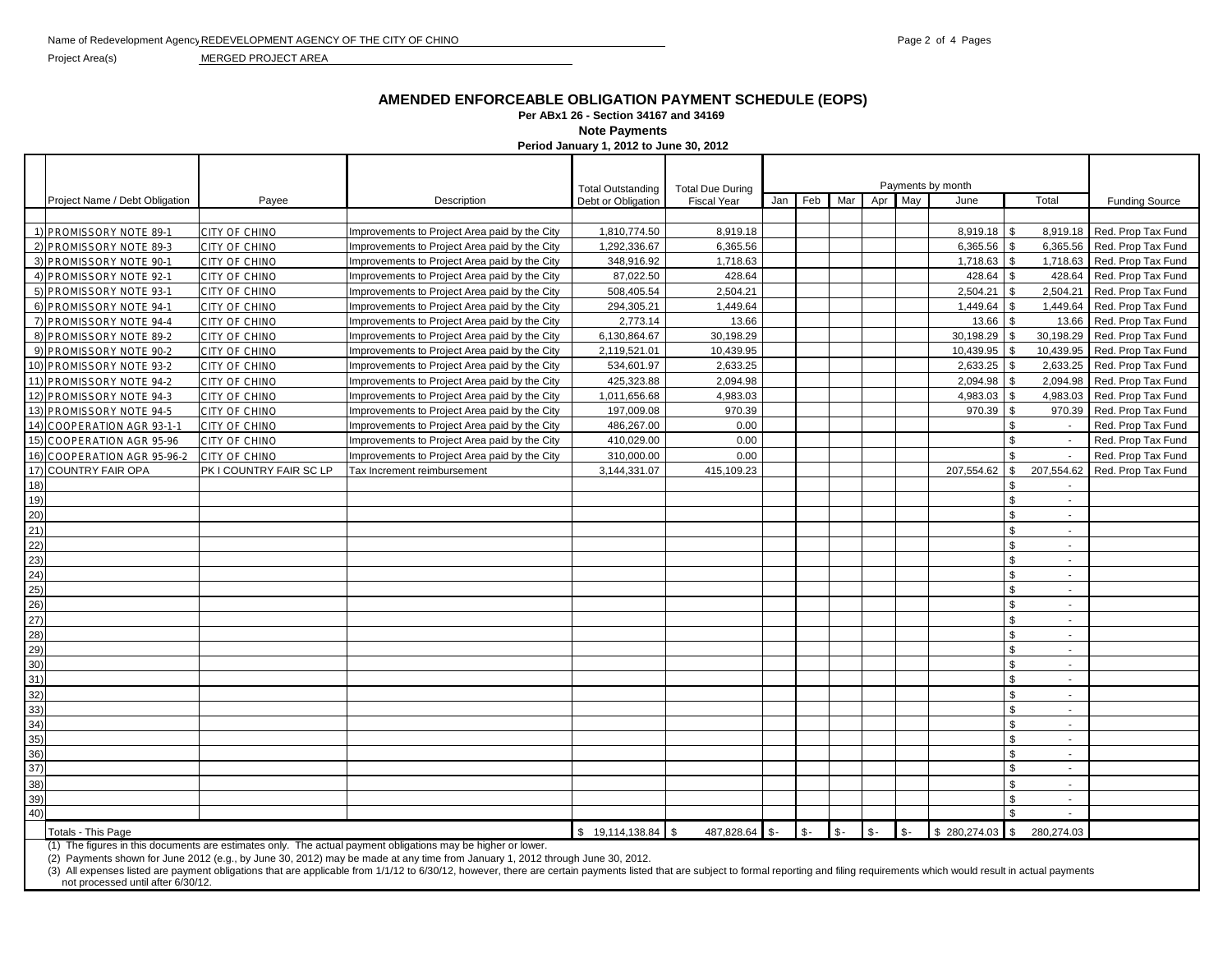Name of Redevelopment Agency: REDEVELOPMENT AGENCY OF THE CITY OF CHINO

Project Area(s): MERGED PROJECT AREA

## AMENDED ENFORCEABLE OBLIGATION PAYMENT SCHEDULE (EOPS)

**Per ABx1 26 - Section 34167 and 34169**

**Note Payments**

**Period January 1, 2012 to June 30, 2012**

| | Project Name / Debt Obligation | Payee | Description | Total Outstanding Debt or Obligation | Total Due During Fiscal Year | Payments by month Jan | Feb | Mar | Apr | May | June | Total | Funding Source |
|---|---|---|---|---|---|---|---|---|---|---|---|---|---|
| 1) | PROMISSORY NOTE 89-1 | CITY OF CHINO | Improvements to Project Area paid by the City | 1,810,774.50 | 8,919.18 | | | | | | 8,919.18 | $ 8,919.18 | Red. Prop Tax Fund |
| 2) | PROMISSORY NOTE 89-3 | CITY OF CHINO | Improvements to Project Area paid by the City | 1,292,336.67 | 6,365.56 | | | | | | 6,365.56 | $ 6,365.56 | Red. Prop Tax Fund |
| 3) | PROMISSORY NOTE 90-1 | CITY OF CHINO | Improvements to Project Area paid by the City | 348,916.92 | 1,718.63 | | | | | | 1,718.63 | $ 1,718.63 | Red. Prop Tax Fund |
| 4) | PROMISSORY NOTE 92-1 | CITY OF CHINO | Improvements to Project Area paid by the City | 87,022.50 | 428.64 | | | | | | 428.64 | $ 428.64 | Red. Prop Tax Fund |
| 5) | PROMISSORY NOTE 93-1 | CITY OF CHINO | Improvements to Project Area paid by the City | 508,405.54 | 2,504.21 | | | | | | 2,504.21 | $ 2,504.21 | Red. Prop Tax Fund |
| 6) | PROMISSORY NOTE 94-1 | CITY OF CHINO | Improvements to Project Area paid by the City | 294,305.21 | 1,449.64 | | | | | | 1,449.64 | $ 1,449.64 | Red. Prop Tax Fund |
| 7) | PROMISSORY NOTE 94-4 | CITY OF CHINO | Improvements to Project Area paid by the City | 2,773.14 | 13.66 | | | | | | 13.66 | $ 13.66 | Red. Prop Tax Fund |
| 8) | PROMISSORY NOTE 89-2 | CITY OF CHINO | Improvements to Project Area paid by the City | 6,130,864.67 | 30,198.29 | | | | | | 30,198.29 | $ 30,198.29 | Red. Prop Tax Fund |
| 9) | PROMISSORY NOTE 90-2 | CITY OF CHINO | Improvements to Project Area paid by the City | 2,119,521.01 | 10,439.95 | | | | | | 10,439.95 | $ 10,439.95 | Red. Prop Tax Fund |
| 10) | PROMISSORY NOTE 93-2 | CITY OF CHINO | Improvements to Project Area paid by the City | 534,601.97 | 2,633.25 | | | | | | 2,633.25 | $ 2,633.25 | Red. Prop Tax Fund |
| 11) | PROMISSORY NOTE 94-2 | CITY OF CHINO | Improvements to Project Area paid by the City | 425,323.88 | 2,094.98 | | | | | | 2,094.98 | $ 2,094.98 | Red. Prop Tax Fund |
| 12) | PROMISSORY NOTE 94-3 | CITY OF CHINO | Improvements to Project Area paid by the City | 1,011,656.68 | 4,983.03 | | | | | | 4,983.03 | $ 4,983.03 | Red. Prop Tax Fund |
| 13) | PROMISSORY NOTE 94-5 | CITY OF CHINO | Improvements to Project Area paid by the City | 197,009.08 | 970.39 | | | | | | 970.39 | $ 970.39 | Red. Prop Tax Fund |
| 14) | COOPERATION AGR 93-1-1 | CITY OF CHINO | Improvements to Project Area paid by the City | 486,267.00 | 0.00 | | | | | | | $ - | Red. Prop Tax Fund |
| 15) | COOPERATION AGR 95-96 | CITY OF CHINO | Improvements to Project Area paid by the City | 410,029.00 | 0.00 | | | | | | | $ - | Red. Prop Tax Fund |
| 16) | COOPERATION AGR 95-96-2 | CITY OF CHINO | Improvements to Project Area paid by the City | 310,000.00 | 0.00 | | | | | | | $ - | Red. Prop Tax Fund |
| 17) | COUNTRY FAIR OPA | PK I COUNTRY FAIR SC LP | Tax Increment reimbursement | 3,144,331.07 | 415,109.23 | | | | | | 207,554.62 | $ 207,554.62 | Red. Prop Tax Fund |
| 18) | | | | | | | | | | | | $ - | |
| 19) | | | | | | | | | | | | $ - | |
| 20) | | | | | | | | | | | | $ - | |
| 21) | | | | | | | | | | | | $ - | |
| 22) | | | | | | | | | | | | $ - | |
| 23) | | | | | | | | | | | | $ - | |
| 24) | | | | | | | | | | | | $ - | |
| 25) | | | | | | | | | | | | $ - | |
| 26) | | | | | | | | | | | | $ - | |
| 27) | | | | | | | | | | | | $ - | |
| 28) | | | | | | | | | | | | $ - | |
| 29) | | | | | | | | | | | | $ - | |
| 30) | | | | | | | | | | | | $ - | |
| 31) | | | | | | | | | | | | $ - | |
| 32) | | | | | | | | | | | | $ - | |
| 33) | | | | | | | | | | | | $ - | |
| 34) | | | | | | | | | | | | $ - | |
| 35) | | | | | | | | | | | | $ - | |
| 36) | | | | | | | | | | | | $ - | |
| 37) | | | | | | | | | | | | $ - | |
| 38) | | | | | | | | | | | | $ - | |
| 39) | | | | | | | | | | | | $ - | |
| 40) | | | | | | | | | | | | $ - | |
| | Totals - This Page | | | $ 19,114,138.84 | $ 487,828.64 | $ - | $ - | $ - | $ - | $ - | $ 280,274.03 | $ 280,274.03 | |

(1) The figures in this documents are estimates only. The actual payment obligations may be higher or lower.

(2) Payments shown for June 2012 (e.g., by June 30, 2012) may be made at any time from January 1, 2012 through June 30, 2012.

(3) All expenses listed are payment obligations that are applicable from 1/1/12 to 6/30/12, however, there are certain payments listed that are subject to formal reporting and filing requirements which would result in actual payments not processed until after 6/30/12.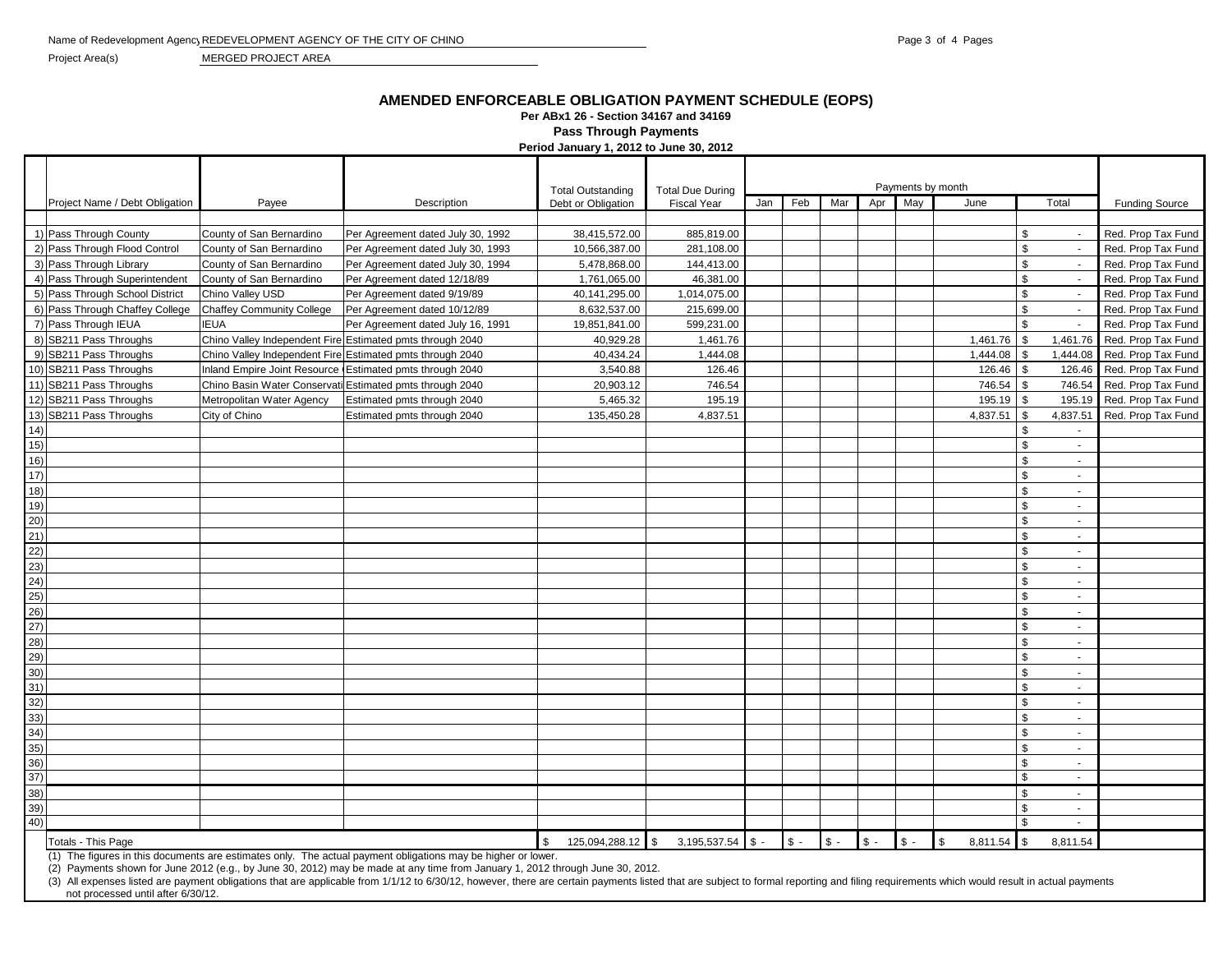Name of Redevelopment Agency REDEVELOPMENT AGENCY OF THE CITY OF CHINO

Project Area(s) MERGED PROJECT AREA

# AMENDED ENFORCEABLE OBLIGATION PAYMENT SCHEDULE (EOPS)

**Per ABx1 26 - Section 34167 and 34169**

**Pass Through Payments**

**Period January 1, 2012 to June 30, 2012**

| | Project Name / Debt Obligation | Payee | Description | Total Outstanding Debt or Obligation | Total Due During Fiscal Year | Payments by month Jan | Feb | Mar | Apr | May | June | Total | Funding Source |
|---|---|---|---|---|---|---|---|---|---|---|---|---|---|
| 1) | Pass Through County | County of San Bernardino | Per Agreement dated July 30, 1992 | 38,415,572.00 | 885,819.00 | | | | | | | $ - | Red. Prop Tax Fund |
| 2) | Pass Through Flood Control | County of San Bernardino | Per Agreement dated July 30, 1993 | 10,566,387.00 | 281,108.00 | | | | | | | $ - | Red. Prop Tax Fund |
| 3) | Pass Through Library | County of San Bernardino | Per Agreement dated July 30, 1994 | 5,478,868.00 | 144,413.00 | | | | | | | $ - | Red. Prop Tax Fund |
| 4) | Pass Through Superintendent | County of San Bernardino | Per Agreement dated 12/18/89 | 1,761,065.00 | 46,381.00 | | | | | | | $ - | Red. Prop Tax Fund |
| 5) | Pass Through School District | Chino Valley USD | Per Agreement dated 9/19/89 | 40,141,295.00 | 1,014,075.00 | | | | | | | $ - | Red. Prop Tax Fund |
| 6) | Pass Through Chaffey College | Chaffey Community College | Per Agreement dated 10/12/89 | 8,632,537.00 | 215,699.00 | | | | | | | $ - | Red. Prop Tax Fund |
| 7) | Pass Through IEUA | IEUA | Per Agreement dated July 16, 1991 | 19,851,841.00 | 599,231.00 | | | | | | | $ - | Red. Prop Tax Fund |
| 8) | SB211 Pass Throughs | Chino Valley Independent Fire | Estimated pmts through 2040 | 40,929.28 | 1,461.76 | | | | | | 1,461.76 | $ 1,461.76 | Red. Prop Tax Fund |
| 9) | SB211 Pass Throughs | Chino Valley Independent Fire | Estimated pmts through 2040 | 40,434.24 | 1,444.08 | | | | | | 1,444.08 | $ 1,444.08 | Red. Prop Tax Fund |
| 10) | SB211 Pass Throughs | Inland Empire Joint Resource | Estimated pmts through 2040 | 3,540.88 | 126.46 | | | | | | 126.46 | $ 126.46 | Red. Prop Tax Fund |
| 11) | SB211 Pass Throughs | Chino Basin Water Conservati | Estimated pmts through 2040 | 20,903.12 | 746.54 | | | | | | 746.54 | $ 746.54 | Red. Prop Tax Fund |
| 12) | SB211 Pass Throughs | Metropolitan Water Agency | Estimated pmts through 2040 | 5,465.32 | 195.19 | | | | | | 195.19 | $ 195.19 | Red. Prop Tax Fund |
| 13) | SB211 Pass Throughs | City of Chino | Estimated pmts through 2040 | 135,450.28 | 4,837.51 | | | | | | 4,837.51 | $ 4,837.51 | Red. Prop Tax Fund |
| 14) | | | | | | | | | | | | $ - | |
| 15) | | | | | | | | | | | | $ - | |
| 16) | | | | | | | | | | | | $ - | |
| 17) | | | | | | | | | | | | $ - | |
| 18) | | | | | | | | | | | | $ - | |
| 19) | | | | | | | | | | | | $ - | |
| 20) | | | | | | | | | | | | $ - | |
| 21) | | | | | | | | | | | | $ - | |
| 22) | | | | | | | | | | | | $ - | |
| 23) | | | | | | | | | | | | $ - | |
| 24) | | | | | | | | | | | | $ - | |
| 25) | | | | | | | | | | | | $ - | |
| 26) | | | | | | | | | | | | $ - | |
| 27) | | | | | | | | | | | | $ - | |
| 28) | | | | | | | | | | | | $ - | |
| 29) | | | | | | | | | | | | $ - | |
| 30) | | | | | | | | | | | | $ - | |
| 31) | | | | | | | | | | | | $ - | |
| 32) | | | | | | | | | | | | $ - | |
| 33) | | | | | | | | | | | | $ - | |
| 34) | | | | | | | | | | | | $ - | |
| 35) | | | | | | | | | | | | $ - | |
| 36) | | | | | | | | | | | | $ - | |
| 37) | | | | | | | | | | | | $ - | |
| 38) | | | | | | | | | | | | $ - | |
| 39) | | | | | | | | | | | | $ - | |
| 40) | | | | | | | | | | | | $ - | |
| | Totals - This Page | | | $ 125,094,288.12 | $ 3,195,537.54 | $ - | $ - | $ - | $ - | $ - | $ 8,811.54 | $ 8,811.54 | |

(1) The figures in this documents are estimates only. The actual payment obligations may be higher or lower.

(2) Payments shown for June 2012 (e.g., by June 30, 2012) may be made at any time from January 1, 2012 through June 30, 2012.

(3) All expenses listed are payment obligations that are applicable from 1/1/12 to 6/30/12, however, there are certain payments listed that are subject to formal reporting and filing requirements which would result in actual payments not processed until after 6/30/12.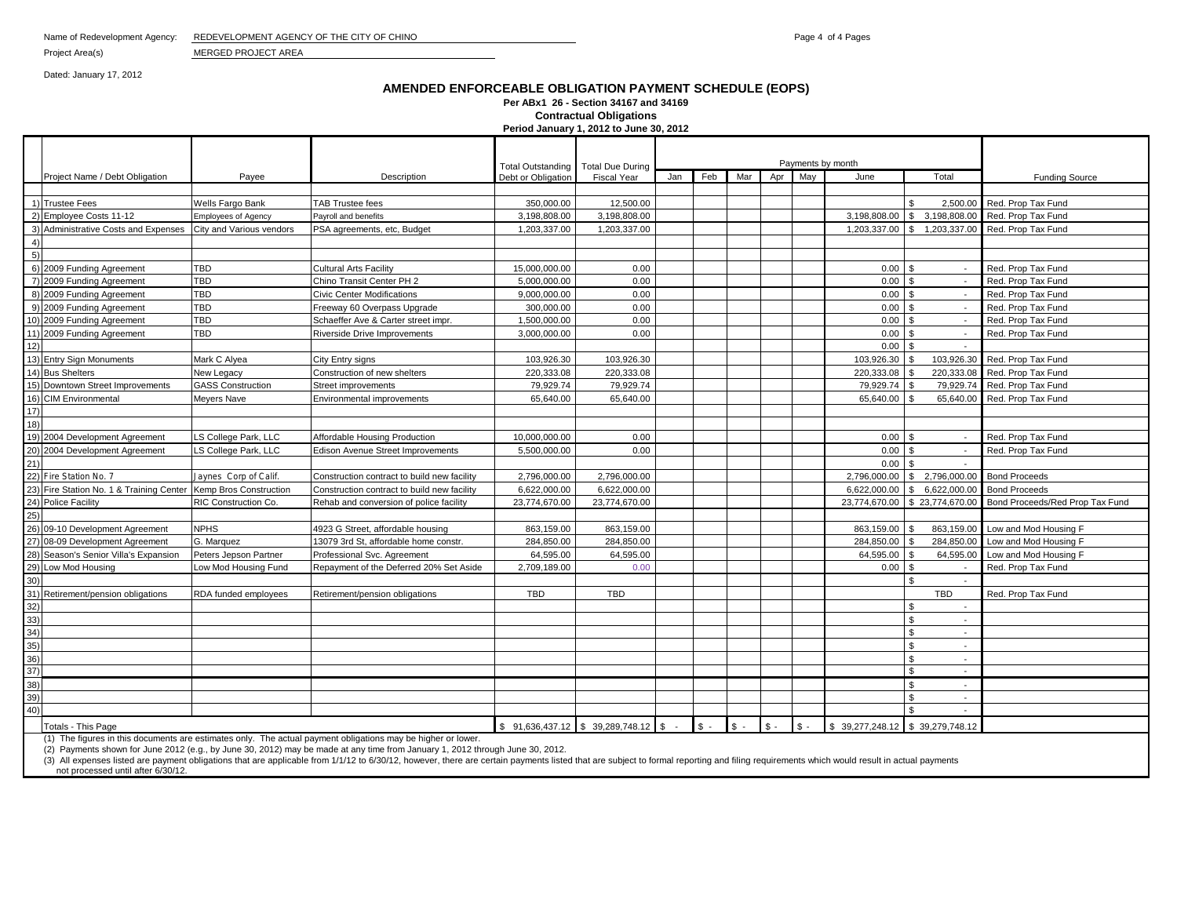Name of Redevelopment Agency: REDEVELOPMENT AGENCY OF THE CITY OF CHINO

Project Area(s) MERGED PROJECT AREA

Dated: January 17, 2012

# AMENDED ENFORCEABLE OBLIGATION PAYMENT SCHEDULE (EOPS)

**Per ABx1 26 - Section 34167 and 34169**

**Contractual Obligations**

**Period January 1, 2012 to June 30, 2012**

| | Project Name / Debt Obligation | Payee | Description | Total Outstanding Debt or Obligation | Total Due During Fiscal Year | Payments by month Jan | Feb | Mar | Apr | May | June | Total | Funding Source |
|---|---|---|---|---|---|---|---|---|---|---|---|---|---|
| 1) | Trustee Fees | Wells Fargo Bank | TAB Trustee fees | 350,000.00 | 12,500.00 | | | | | | | $ 2,500.00 | Red. Prop Tax Fund |
| 2) | Employee Costs 11-12 | Employees of Agency | Payroll and benefits | 3,198,808.00 | 3,198,808.00 | | | | | | 3,198,808.00 | $ 3,198,808.00 | Red. Prop Tax Fund |
| 3) | Administrative Costs and Expenses | City and Various vendors | PSA agreements, etc, Budget | 1,203,337.00 | 1,203,337.00 | | | | | | 1,203,337.00 | $ 1,203,337.00 | Red. Prop Tax Fund |
| 4) | | | | | | | | | | | | | |
| 5) | | | | | | | | | | | | | |
| 6) | 2009 Funding Agreement | TBD | Cultural Arts Facility | 15,000,000.00 | 0.00 | | | | | | 0.00 | $ - | Red. Prop Tax Fund |
| 7) | 2009 Funding Agreement | TBD | Chino Transit Center PH 2 | 5,000,000.00 | 0.00 | | | | | | 0.00 | $ - | Red. Prop Tax Fund |
| 8) | 2009 Funding Agreement | TBD | Civic Center Modifications | 9,000,000.00 | 0.00 | | | | | | 0.00 | $ - | Red. Prop Tax Fund |
| 9) | 2009 Funding Agreement | TBD | Freeway 60 Overpass Upgrade | 300,000.00 | 0.00 | | | | | | 0.00 | $ - | Red. Prop Tax Fund |
| 10) | 2009 Funding Agreement | TBD | Schaeffer Ave & Carter street impr. | 1,500,000.00 | 0.00 | | | | | | 0.00 | $ - | Red. Prop Tax Fund |
| 11) | 2009 Funding Agreement | TBD | Riverside Drive Improvements | 3,000,000.00 | 0.00 | | | | | | 0.00 | $ - | Red. Prop Tax Fund |
| 12) | | | | | | | | | | | 0.00 | $ - | |
| 13) | Entry Sign Monuments | Mark C Alyea | City Entry signs | 103,926.30 | 103,926.30 | | | | | | 103,926.30 | $ 103,926.30 | Red. Prop Tax Fund |
| 14) | Bus Shelters | New Legacy | Construction of new shelters | 220,333.08 | 220,333.08 | | | | | | 220,333.08 | $ 220,333.08 | Red. Prop Tax Fund |
| 15) | Downtown Street Improvements | GASS Construction | Street improvements | 79,929.74 | 79,929.74 | | | | | | 79,929.74 | $ 79,929.74 | Red. Prop Tax Fund |
| 16) | CIM Environmental | Meyers Nave | Environmental improvements | 65,640.00 | 65,640.00 | | | | | | 65,640.00 | $ 65,640.00 | Red. Prop Tax Fund |
| 17) | | | | | | | | | | | | | |
| 18) | | | | | | | | | | | | | |
| 19) | 2004 Development Agreement | LS College Park, LLC | Affordable Housing Production | 10,000,000.00 | 0.00 | | | | | | 0.00 | $ - | Red. Prop Tax Fund |
| 20) | 2004 Development Agreement | LS College Park, LLC | Edison Avenue Street Improvements | 5,500,000.00 | 0.00 | | | | | | 0.00 | $ - | Red. Prop Tax Fund |
| 21) | | | | | | | | | | | 0.00 | $ - | |
| 22) | Fire Station No. 7 | Jaynes Corp of Calif. | Construction contract to build new facility | 2,796,000.00 | 2,796,000.00 | | | | | | 2,796,000.00 | $ 2,796,000.00 | Bond Proceeds |
| 23) | Fire Station No. 1 & Training Center | Kemp Bros Construction | Construction contract to build new facility | 6,622,000.00 | 6,622,000.00 | | | | | | 6,622,000.00 | $ 6,622,000.00 | Bond Proceeds |
| 24) | Police Facility | RIC Construction Co. | Rehab and conversion of police facility | 23,774,670.00 | 23,774,670.00 | | | | | | 23,774,670.00 | $ 23,774,670.00 | Bond Proceeds/Red Prop Tax Fund |
| 25) | | | | | | | | | | | | | |
| 26) | 09-10 Development Agreement | NPHS | 4923 G Street, affordable housing | 863,159.00 | 863,159.00 | | | | | | 863,159.00 | $ 863,159.00 | Low and Mod Housing F |
| 27) | 08-09 Development Agreement | G. Marquez | 13079 3rd St, affordable home constr. | 284,850.00 | 284,850.00 | | | | | | 284,850.00 | $ 284,850.00 | Low and Mod Housing F |
| 28) | Season's Senior Villa's Expansion | Peters Jepson Partner | Professional Svc. Agreement | 64,595.00 | 64,595.00 | | | | | | 64,595.00 | $ 64,595.00 | Low and Mod Housing F |
| 29) | Low Mod Housing | Low Mod Housing Fund | Repayment of the Deferred 20% Set Aside | 2,709,189.00 | 0.00 | | | | | | 0.00 | $ - | Red. Prop Tax Fund |
| 30) | | | | | | | | | | | | $ - | |
| 31) | Retirement/pension obligations | RDA funded employees | Retirement/pension obligations | TBD | TBD | | | | | | | TBD | Red. Prop Tax Fund |
| 32) | | | | | | | | | | | | $ - | |
| 33) | | | | | | | | | | | | $ - | |
| 34) | | | | | | | | | | | | $ - | |
| 35) | | | | | | | | | | | | $ - | |
| 36) | | | | | | | | | | | | $ - | |
| 37) | | | | | | | | | | | | $ - | |
| 38) | | | | | | | | | | | | $ - | |
| 39) | | | | | | | | | | | | $ - | |
| 40) | | | | | | | | | | | | $ - | |
| | Totals - This Page | | | $ 91,636,437.12 | $ 39,289,748.12 | $ - | $ - | $ - | $ - | $ - | $ 39,277,248.12 | $ 39,279,748.12 | |

(1) The figures in this documents are estimates only. The actual payment obligations may be higher or lower.
(2) Payments shown for June 2012 (e.g., by June 30, 2012) may be made at any time from January 1, 2012 through June 30, 2012.
(3) All expenses listed are payment obligations that are applicable from 1/1/12 to 6/30/12, however, there are certain payments listed that are subject to formal reporting and filing requirements which would result in actual payments not processed until after 6/30/12.